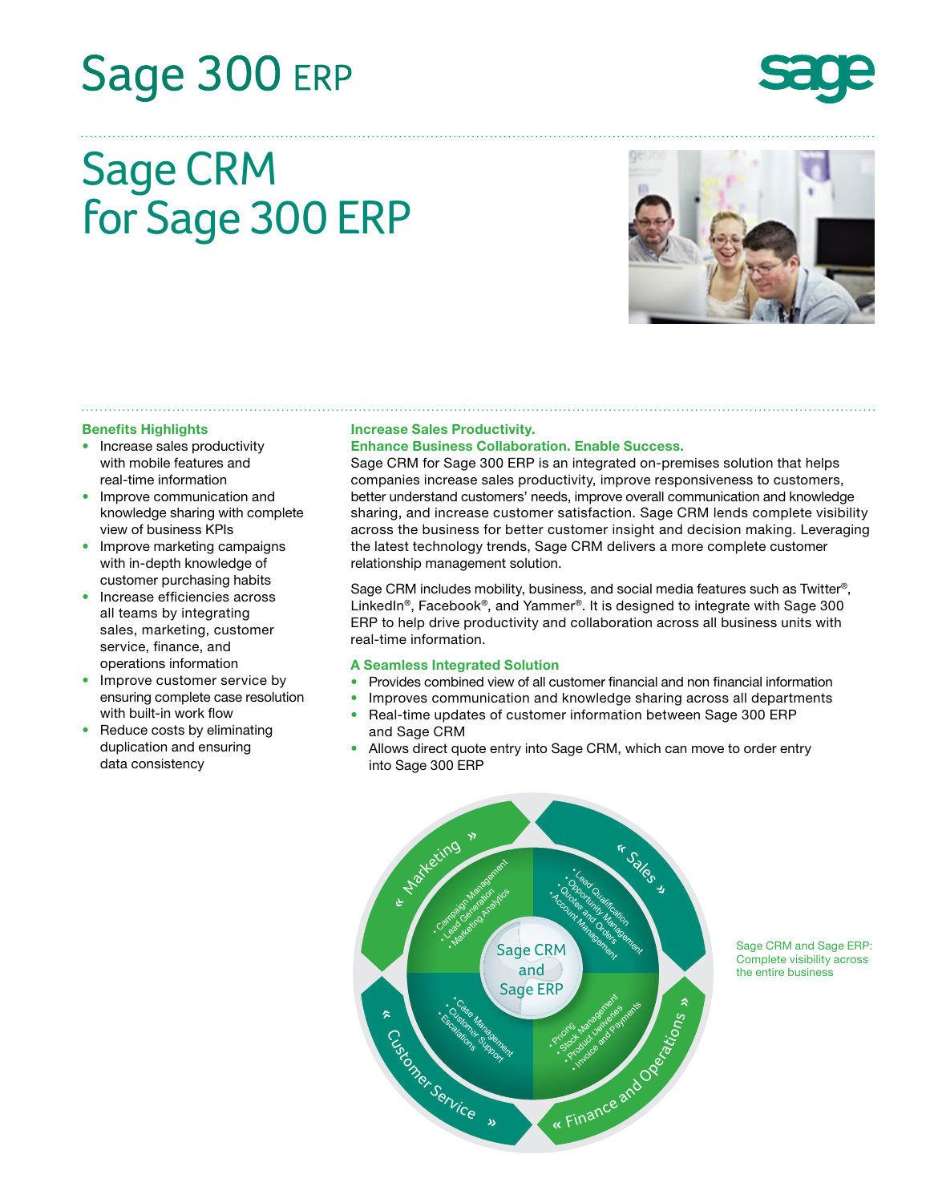# Sage 300 ERP

# Sage CRM for Sage 300 ERP

### Benefits Highlights

- Increase sales productivity with mobile features and real-time information
- Improve communication and knowledge sharing with complete view of business KPIs
- Improve marketing campaigns with in-depth knowledge of customer purchasing habits
- Increase efficiencies across all teams by integrating sales, marketing, customer service, finance, and operations information
- Improve customer service by ensuring complete case resolution with built-in work flow
- Reduce costs by eliminating duplication and ensuring data consistency

### Increase Sales Productivity. Enhance Business Collaboration. Enable Success.

Sage CRM for Sage 300 ERP is an integrated on-premises solution that helps companies increase sales productivity, improve responsiveness to customers, better understand customers' needs, improve overall communication and knowledge sharing, and increase customer satisfaction. Sage CRM lends complete visibility across the business for better customer insight and decision making. Leveraging the latest technology trends, Sage CRM delivers a more complete customer relationship management solution.

Sage CRM includes mobility, business, and social media features such as Twitter®, LinkedIn®, Facebook®, and Yammer®. It is designed to integrate with Sage 300 ERP to help drive productivity and collaboration across all business units with real-time information.

### A Seamless Integrated Solution

- Provides combined view of all customer financial and non financial information
- Improves communication and knowledge sharing across all departments
- Real-time updates of customer information between Sage 300 ERP and Sage CRM
- Allows direct quote entry into Sage CRM, which can move to order entry into Sage 300 ERP

Sage CRM and Sage ERP: Complete visibility across the entire business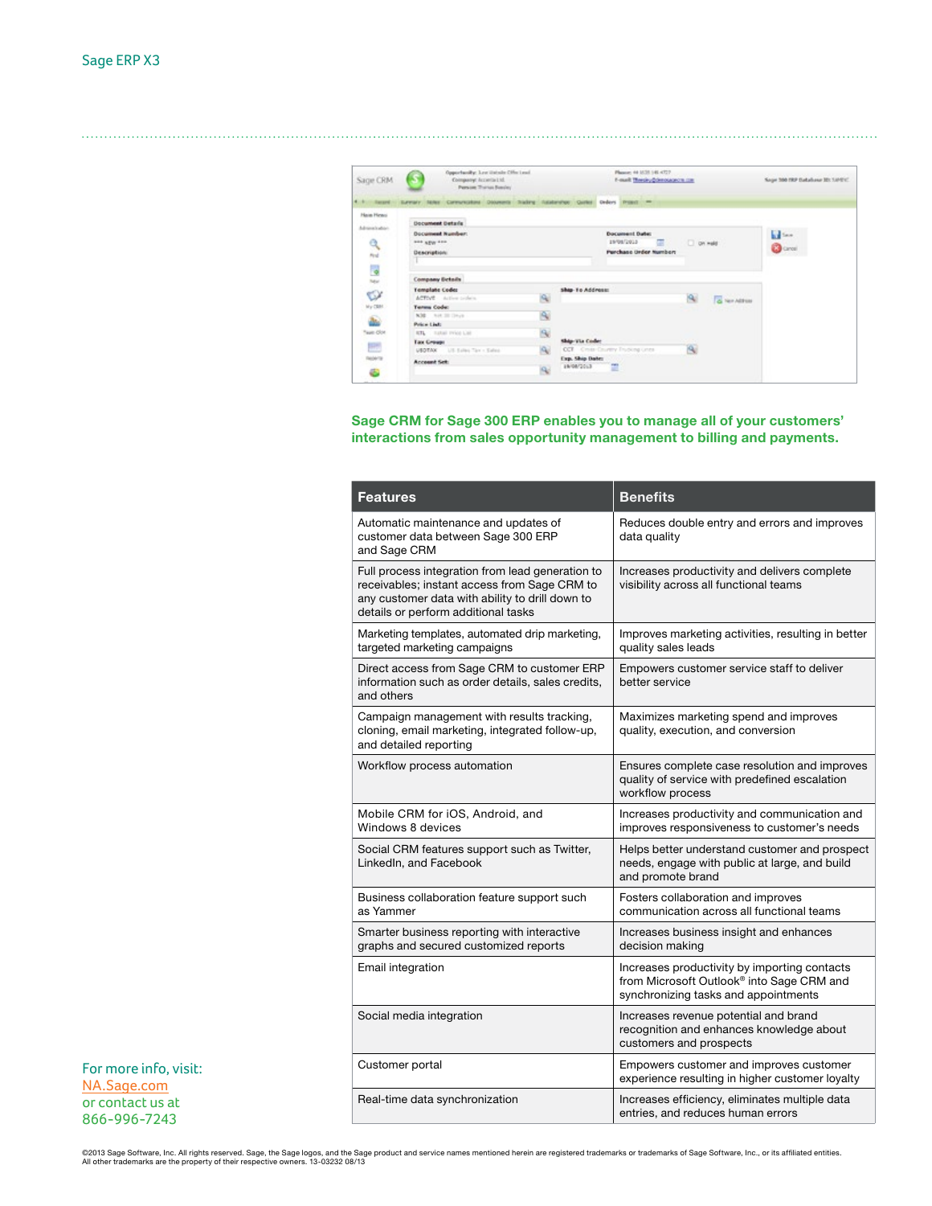**Sage CRM for Sage 300 ERP enables you to manage all of your customers' interactions from sales opportunity management to billing and payments.**

| Features | Benefits |
|---|---|
| Automatic maintenance and updates of customer data between Sage 300 ERP and Sage CRM | Reduces double entry and errors and improves data quality |
| Full process integration from lead generation to receivables; instant access from Sage CRM to any customer data with ability to drill down to details or perform additional tasks | Increases productivity and delivers complete visibility across all functional teams |
| Marketing templates, automated drip marketing, targeted marketing campaigns | Improves marketing activities, resulting in better quality sales leads |
| Direct access from Sage CRM to customer ERP information such as order details, sales credits, and others | Empowers customer service staff to deliver better service |
| Campaign management with results tracking, cloning, email marketing, integrated follow-up, and detailed reporting | Maximizes marketing spend and improves quality, execution, and conversion |
| Workflow process automation | Ensures complete case resolution and improves quality of service with predefined escalation workflow process |
| Mobile CRM for iOS, Android, and Windows 8 devices | Increases productivity and communication and improves responsiveness to customer's needs |
| Social CRM features support such as Twitter, LinkedIn, and Facebook | Helps better understand customer and prospect needs, engage with public at large, and build and promote brand |
| Business collaboration feature support such as Yammer | Fosters collaboration and improves communication across all functional teams |
| Smarter business reporting with interactive graphs and secured customized reports | Increases business insight and enhances decision making |
| Email integration | Increases productivity by importing contacts from Microsoft Outlook® into Sage CRM and synchronizing tasks and appointments |
| Social media integration | Increases revenue potential and brand recognition and enhances knowledge about customers and prospects |
| Customer portal | Empowers customer and improves customer experience resulting in higher customer loyalty |
| Real-time data synchronization | Increases efficiency, eliminates multiple data entries, and reduces human errors |

For more info, visit:
NA.Sage.com
or contact us at
866-996-7243

©2013 Sage Software, Inc. All rights reserved. Sage, the Sage logos, and the Sage product and service names mentioned herein are registered trademarks or trademarks of Sage Software, Inc., or its affiliated entities. All other trademarks are the property of their respective owners. 13-03232 08/13